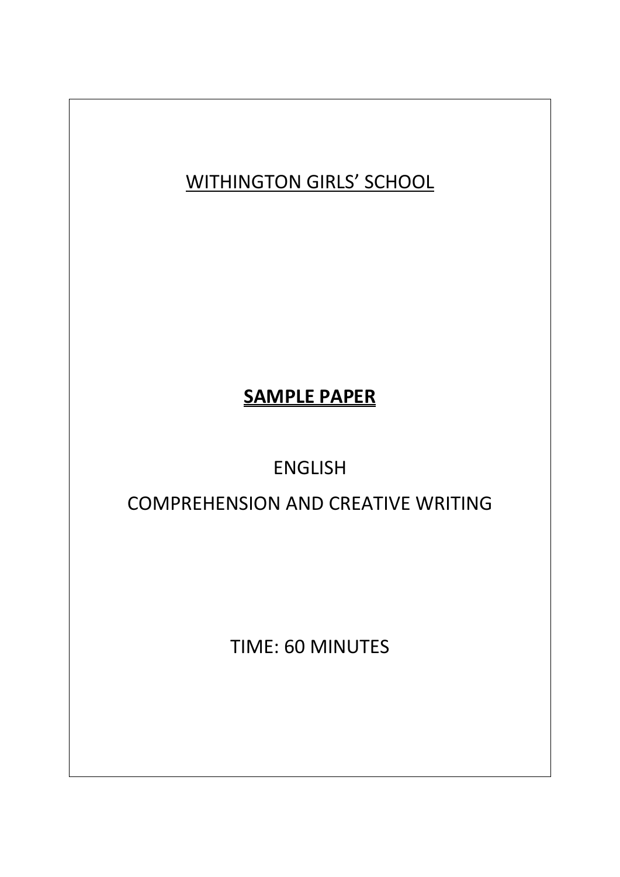# WITHINGTON GIRLS' SCHOOL

## **SAMPLE PAPER**

ENGLISH

COMPREHENSION AND CREATIVE WRITING

TIME: 60 MINUTES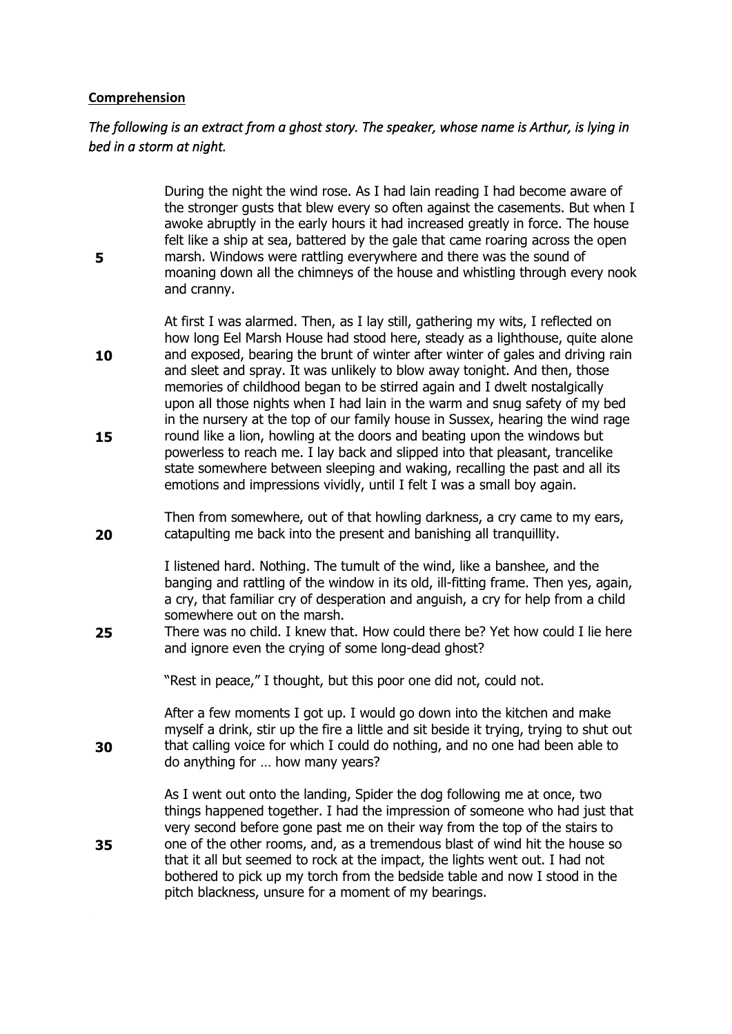**Comprehension**

*The following is an extract from a ghost story. The speaker, whose name is Arthur, is lying in bed in a storm at night.*

During the night the wind rose. As I had lain reading I had become aware of the stronger gusts that blew every so often against the casements. But when I awoke abruptly in the early hours it had increased greatly in force. The house felt like a ship at sea, battered by the gale that came roaring across the open marsh. Windows were rattling everywhere and there was the sound of moaning down all the chimneys of the house and whistling through every nook and cranny.

At first I was alarmed. Then, as I lay still, gathering my wits, I reflected on how long Eel Marsh House had stood here, steady as a lighthouse, quite alone and exposed, bearing the brunt of winter after winter of gales and driving rain and sleet and spray. It was unlikely to blow away tonight. And then, those memories of childhood began to be stirred again and I dwelt nostalgically upon all those nights when I had lain in the warm and snug safety of my bed in the nursery at the top of our family house in Sussex, hearing the wind rage round like a lion, howling at the doors and beating upon the windows but powerless to reach me. I lay back and slipped into that pleasant, trancelike state somewhere between sleeping and waking, recalling the past and all its emotions and impressions vividly, until I felt I was a small boy again.

Then from somewhere, out of that howling darkness, a cry came to my ears, catapulting me back into the present and banishing all tranquillity.

I listened hard. Nothing. The tumult of the wind, like a banshee, and the banging and rattling of the window in its old, ill-fitting frame. Then yes, again, a cry, that familiar cry of desperation and anguish, a cry for help from a child somewhere out on the marsh.
There was no child. I knew that. How could there be? Yet how could I lie here and ignore even the crying of some long-dead ghost?

"Rest in peace," I thought, but this poor one did not, could not.

After a few moments I got up. I would go down into the kitchen and make myself a drink, stir up the fire a little and sit beside it trying, trying to shut out that calling voice for which I could do nothing, and no one had been able to do anything for … how many years?

As I went out onto the landing, Spider the dog following me at once, two things happened together. I had the impression of someone who had just that very second before gone past me on their way from the top of the stairs to one of the other rooms, and, as a tremendous blast of wind hit the house so that it all but seemed to rock at the impact, the lights went out. I had not bothered to pick up my torch from the bedside table and now I stood in the pitch blackness, unsure for a moment of my bearings.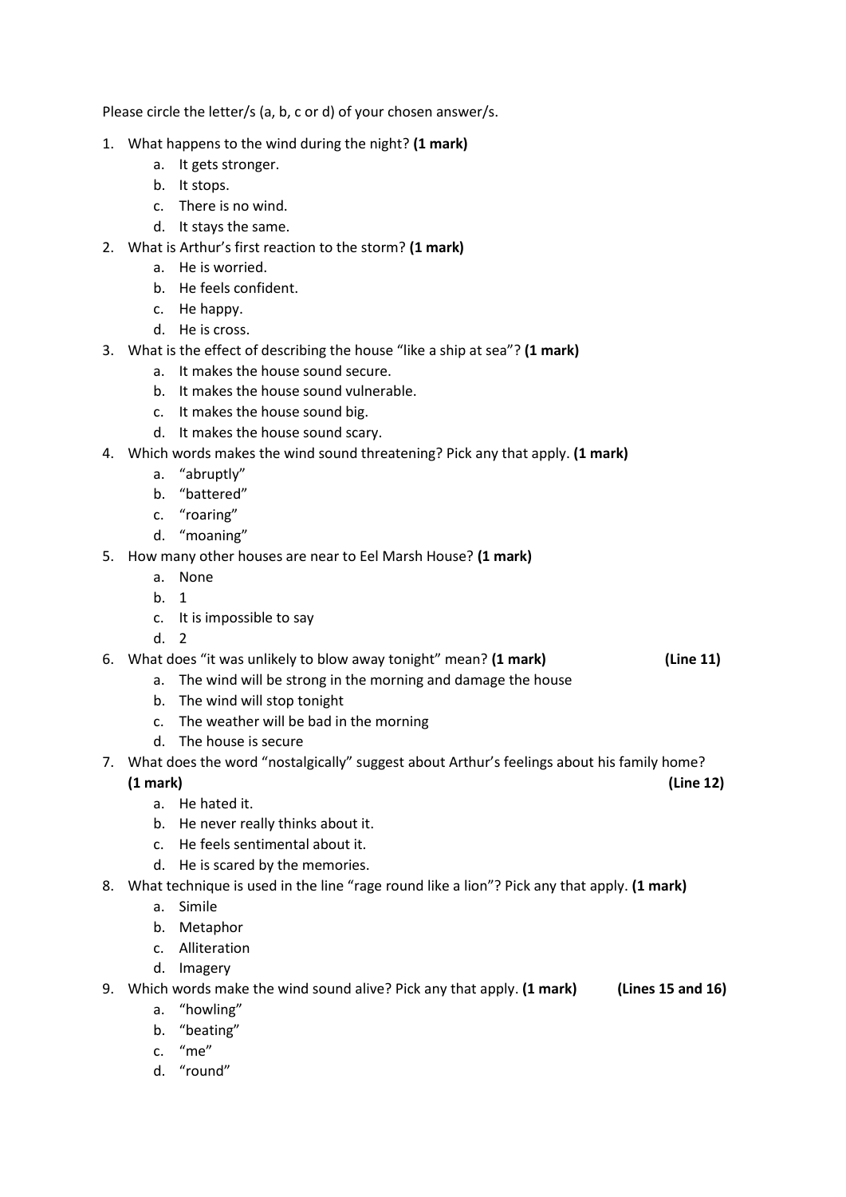Please circle the letter/s (a, b, c or d) of your chosen answer/s.

1. What happens to the wind during the night? **(1 mark)**
    a. It gets stronger.
    b. It stops.
    c. There is no wind.
    d. It stays the same.
2. What is Arthur's first reaction to the storm? **(1 mark)**
    a. He is worried.
    b. He feels confident.
    c. He happy.
    d. He is cross.
3. What is the effect of describing the house "like a ship at sea"? **(1 mark)**
    a. It makes the house sound secure.
    b. It makes the house sound vulnerable.
    c. It makes the house sound big.
    d. It makes the house sound scary.
4. Which words makes the wind sound threatening? Pick any that apply. **(1 mark)**
    a. "abruptly"
    b. "battered"
    c. "roaring"
    d. "moaning"
5. How many other houses are near to Eel Marsh House? **(1 mark)**
    a. None
    b. 1
    c. It is impossible to say
    d. 2
6. What does "it was unlikely to blow away tonight" mean? **(1 mark)** **(Line 11)**
    a. The wind will be strong in the morning and damage the house
    b. The wind will stop tonight
    c. The weather will be bad in the morning
    d. The house is secure
7. What does the word "nostalgically" suggest about Arthur's feelings about his family home? **(1 mark)** **(Line 12)**
    a. He hated it.
    b. He never really thinks about it.
    c. He feels sentimental about it.
    d. He is scared by the memories.
8. What technique is used in the line "rage round like a lion"? Pick any that apply. **(1 mark)**
    a. Simile
    b. Metaphor
    c. Alliteration
    d. Imagery
9. Which words make the wind sound alive? Pick any that apply. **(1 mark)** **(Lines 15 and 16)**
    a. "howling"
    b. "beating"
    c. "me"
    d. "round"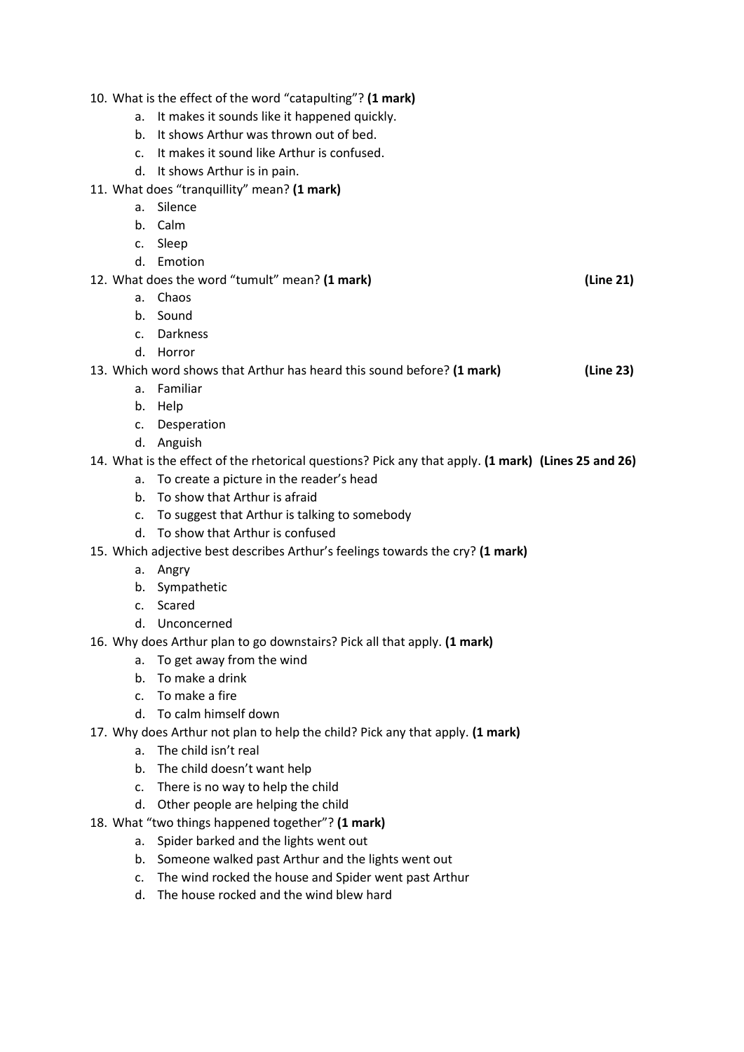10. What is the effect of the word "catapulting"? **(1 mark)**
    a. It makes it sounds like it happened quickly.
    b. It shows Arthur was thrown out of bed.
    c. It makes it sound like Arthur is confused.
    d. It shows Arthur is in pain.
11. What does "tranquillity" mean? **(1 mark)**
    a. Silence
    b. Calm
    c. Sleep
    d. Emotion
12. What does the word "tumult" mean? **(1 mark)** **(Line 21)**
    a. Chaos
    b. Sound
    c. Darkness
    d. Horror
13. Which word shows that Arthur has heard this sound before? **(1 mark)** **(Line 23)**
    a. Familiar
    b. Help
    c. Desperation
    d. Anguish
14. What is the effect of the rhetorical questions? Pick any that apply. **(1 mark)** **(Lines 25 and 26)**
    a. To create a picture in the reader's head
    b. To show that Arthur is afraid
    c. To suggest that Arthur is talking to somebody
    d. To show that Arthur is confused
15. Which adjective best describes Arthur's feelings towards the cry? **(1 mark)**
    a. Angry
    b. Sympathetic
    c. Scared
    d. Unconcerned
16. Why does Arthur plan to go downstairs? Pick all that apply. **(1 mark)**
    a. To get away from the wind
    b. To make a drink
    c. To make a fire
    d. To calm himself down
17. Why does Arthur not plan to help the child? Pick any that apply. **(1 mark)**
    a. The child isn't real
    b. The child doesn't want help
    c. There is no way to help the child
    d. Other people are helping the child
18. What "two things happened together"? **(1 mark)**
    a. Spider barked and the lights went out
    b. Someone walked past Arthur and the lights went out
    c. The wind rocked the house and Spider went past Arthur
    d. The house rocked and the wind blew hard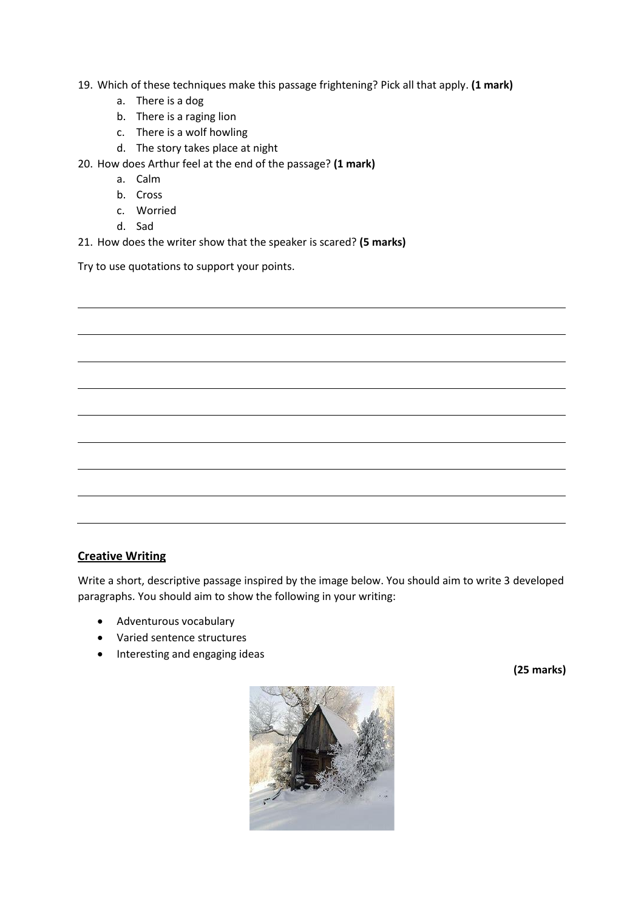19. Which of these techniques make this passage frightening? Pick all that apply. **(1 mark)**
    a. There is a dog
    b. There is a raging lion
    c. There is a wolf howling
    d. The story takes place at night
20. How does Arthur feel at the end of the passage? **(1 mark)**
    a. Calm
    b. Cross
    c. Worried
    d. Sad
21. How does the writer show that the speaker is scared? **(5 marks)**

Try to use quotations to support your points.

## Creative Writing

Write a short, descriptive passage inspired by the image below. You should aim to write 3 developed paragraphs. You should aim to show the following in your writing:

- Adventurous vocabulary
- Varied sentence structures
- Interesting and engaging ideas

**(25 marks)**